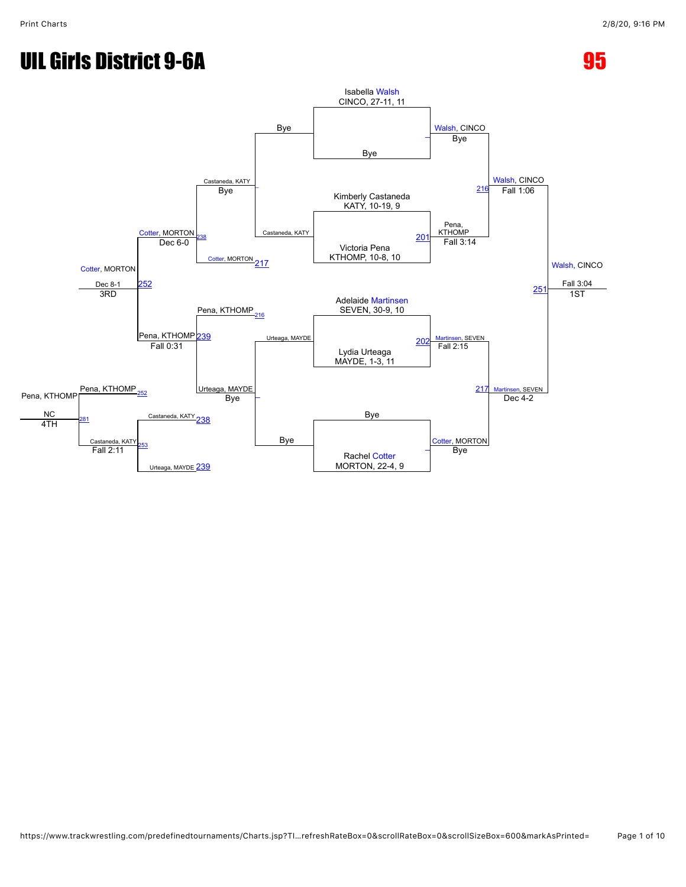# UIL Girls District 9-6A

**95**

## Championship Bracket

**First Round**

- Isabella Walsh, CINCO, 27-11, 11 vs Bye → Walsh, CINCO (Bye)
- Kimberly Castaneda, KATY, 10-19, 9 vs Victoria Pena, KTHOMP, 10-8, 10 → Pena, KTHOMP (201) — Fall 3:14
- Adelaide Martinsen, SEVEN, 30-9, 10 vs Lydia Urteaga, MAYDE, 1-3, 11 → Martinsen, SEVEN (202) — Fall 2:15
- Bye vs Rachel Cotter, MORTON, 22-4, 9 → Cotter, MORTON (Bye)

**Semifinals**

- Walsh, CINCO vs Pena, KTHOMP → Walsh, CINCO (216) — Fall 1:06
- Martinsen, SEVEN vs Cotter, MORTON → Martinsen, SEVEN (217) — Dec 4-2

**Final**

- Walsh, CINCO vs Martinsen, SEVEN → Walsh, CINCO (251) — Fall 3:04 — 1ST

## Consolation Bracket

**Consolation Round 1**

- Bye vs Castaneda, KATY → Castaneda, KATY (Bye)
- Urteaga, MAYDE vs Bye → Urteaga, MAYDE (Bye)

**Consolation Round 2**

- Castaneda, KATY vs Cotter, MORTON (217) → Cotter, MORTON (238) — Dec 6-0
- Pena, KTHOMP (216) vs Urteaga, MAYDE → Pena, KTHOMP (239) — Fall 0:31

**3rd Place**

- Cotter, MORTON vs Pena, KTHOMP → Cotter, MORTON (252) — Dec 8-1 — 3RD

**5th Place**

- Castaneda, KATY (238) vs Urteaga, MAYDE (239) → Castaneda, KATY (253) — Fall 2:11

**4th Place**

- Pena, KTHOMP (252) vs Castaneda, KATY → Pena, KTHOMP (281) — NC — 4TH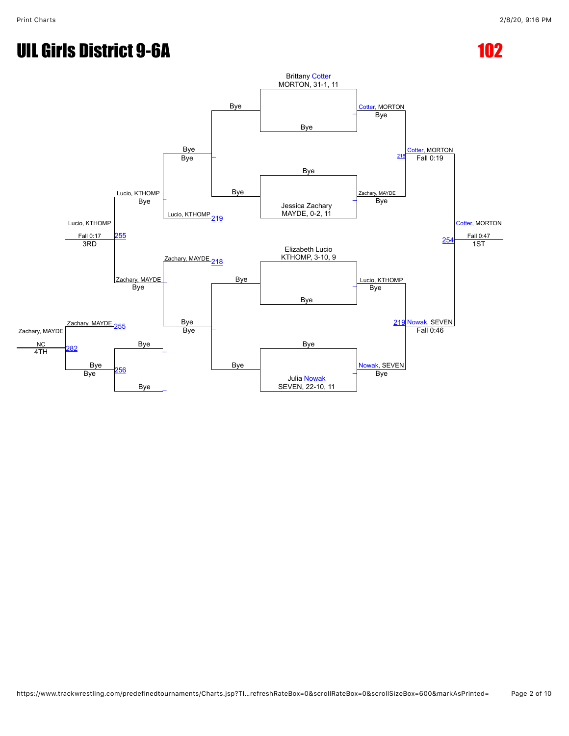# UIL Girls District 9-6A

# 102

## Championship Bracket

**First Round / Quarterfinals**

- Brittany Cotter, MORTON, 31-1, 11 vs. Bye → Cotter, MORTON (Bye)
- Bye vs. Jessica Zachary, MAYDE, 0-2, 11 → Zachary, MAYDE (Bye)
- Elizabeth Lucio, KTHOMP, 3-10, 9 vs. Bye → Lucio, KTHOMP (Bye)
- Bye vs. Julia Nowak, SEVEN, 22-10, 11 → Nowak, SEVEN (Bye)

**Semifinals**

- 218: Cotter, MORTON — Fall 0:19
- 219: Nowak, SEVEN — Fall 0:46

**Final**

- 254: Cotter, MORTON — Fall 0:47 — 1ST

## Consolation Bracket

- Bye vs. Bye
- 219: Lucio, KTHOMP
- 218: Zachary, MAYDE
- Bye vs. Bye
- Lucio, KTHOMP — Bye
- Zachary, MAYDE — Bye
- 255: Lucio, KTHOMP — Fall 0:17 — 3RD
- 255: Zachary, MAYDE
- 256: Bye vs. Bye → Bye
- 282: Zachary, MAYDE — NC — 4TH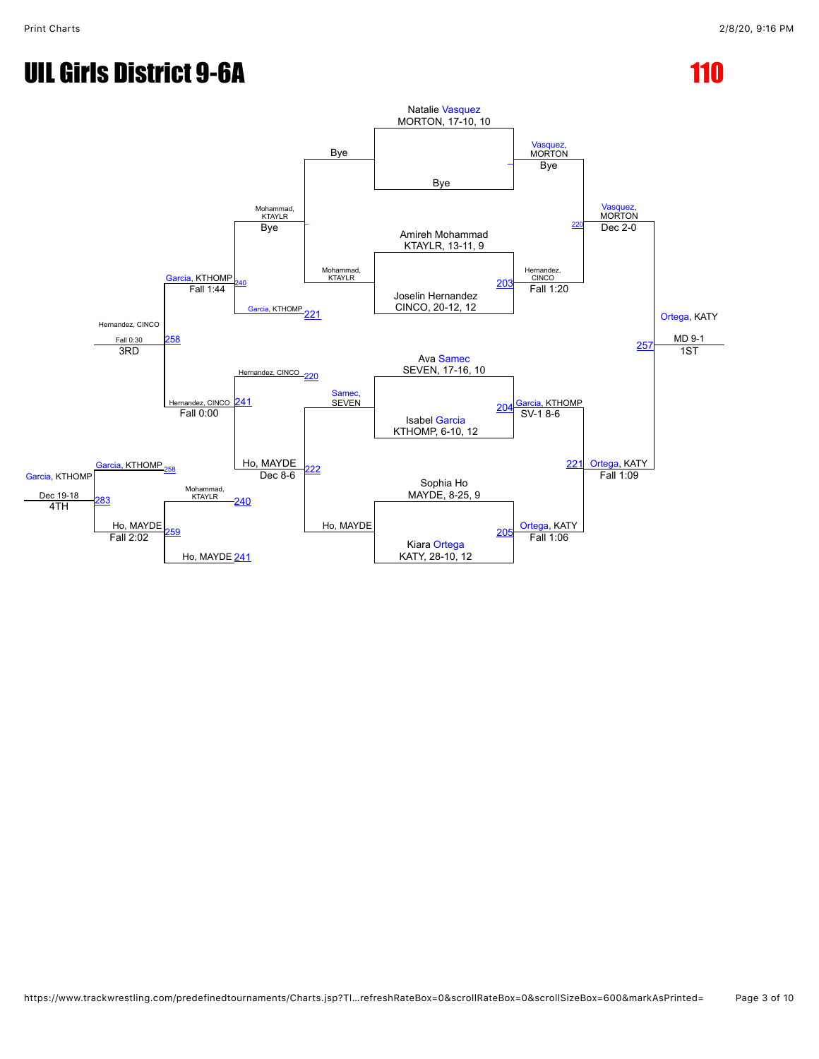# UIL Girls District 9-6A

# 110

**Championship Bracket**

Natalie Vasquez
MORTON, 17-10, 10

Bye

Vasquez, MORTON — Bye

Amireh Mohammad
KTAYLR, 13-11, 9

Joselin Hernandez
CINCO, 20-12, 12

203 Hernandez, CINCO — Fall 1:20

220 Vasquez, MORTON — Dec 2-0

Ava Samec
SEVEN, 17-16, 10

Isabel Garcia
KTHOMP, 6-10, 12

204 Garcia, KTHOMP — SV-1 8-6

Sophia Ho
MAYDE, 8-25, 9

Kiara Ortega
KATY, 28-10, 12

205 Ortega, KATY — Fall 1:06

221 Ortega, KATY — Fall 1:09

257 Ortega, KATY — MD 9-1 — 1ST

**Consolation Bracket**

Bye / Mohammad, KTAYLR

Mohammad, KTAYLR — Bye

Garcia, KTHOMP 221

240 Garcia, KTHOMP — Fall 1:44

Samec, SEVEN / Ho, MAYDE

222 Ho, MAYDE — Dec 8-6

Hernandez, CINCO 220

241 Hernandez, CINCO — Fall 0:00

258 Hernandez, CINCO — Fall 0:30 — 3RD

Mohammad, KTAYLR 240

Ho, MAYDE 241

259 Ho, MAYDE — Fall 2:02

Garcia, KTHOMP 258

283 Garcia, KTHOMP — Dec 19-18 — 4TH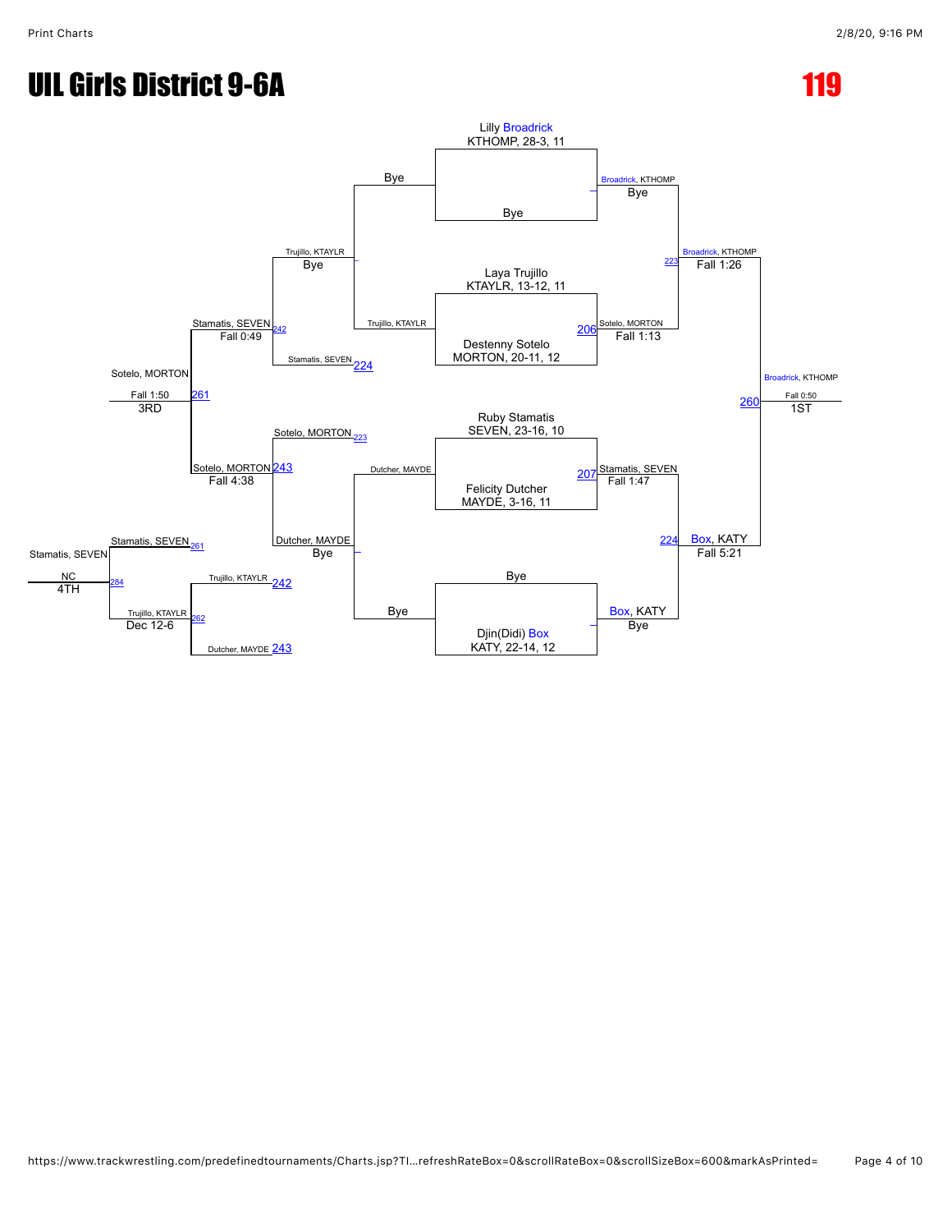# UIL Girls District 9-6A

# 119

## Championship Bracket

**First Round**

- Lilly Broadrick, KTHOMP, 28-3, 11 vs. Bye — Broadrick, KTHOMP (Bye)
- Laya Trujillo, KTAYLR, 13-12, 11 vs. Destenny Sotelo, MORTON, 20-11, 12 — Sotelo, MORTON (Fall 1:13) [206]
- Ruby Stamatis, SEVEN, 23-16, 10 vs. Felicity Dutcher, MAYDE, 3-16, 11 — Stamatis, SEVEN (Fall 1:47) [207]
- Bye vs. Djin(Didi) Box, KATY, 22-14, 12 — Box, KATY (Bye)

**Semifinals**

- Broadrick, KTHOMP vs. Sotelo, MORTON — Broadrick, KTHOMP (Fall 1:26) [223]
- Stamatis, SEVEN vs. Box, KATY — Box, KATY (Fall 5:21) [224]

**Final**

- Broadrick, KTHOMP vs. Box, KATY — Broadrick, KTHOMP (Fall 0:50) [260] — **1ST**

## Consolation Bracket

**Consolation First Round**

- Bye vs. Trujillo, KTAYLR — Trujillo, KTAYLR (Bye)
- Dutcher, MAYDE vs. Bye — Dutcher, MAYDE (Bye)

**Consolation Second Round**

- Trujillo, KTAYLR vs. Stamatis, SEVEN [224] — Stamatis, SEVEN (Fall 0:49) [242]
- Sotelo, MORTON [223] vs. Dutcher, MAYDE — Sotelo, MORTON (Fall 4:38) [243]

**3rd Place Match**

- Stamatis, SEVEN vs. Sotelo, MORTON — Sotelo, MORTON (Fall 1:50) [261] — **3RD**

**Wrestleback**

- Trujillo, KTAYLR [242] vs. Dutcher, MAYDE [243] — Trujillo, KTAYLR (Dec 12-6) [262]

**4th Place Match**

- Stamatis, SEVEN [261] vs. Trujillo, KTAYLR — Stamatis, SEVEN (NC) [284] — **4TH**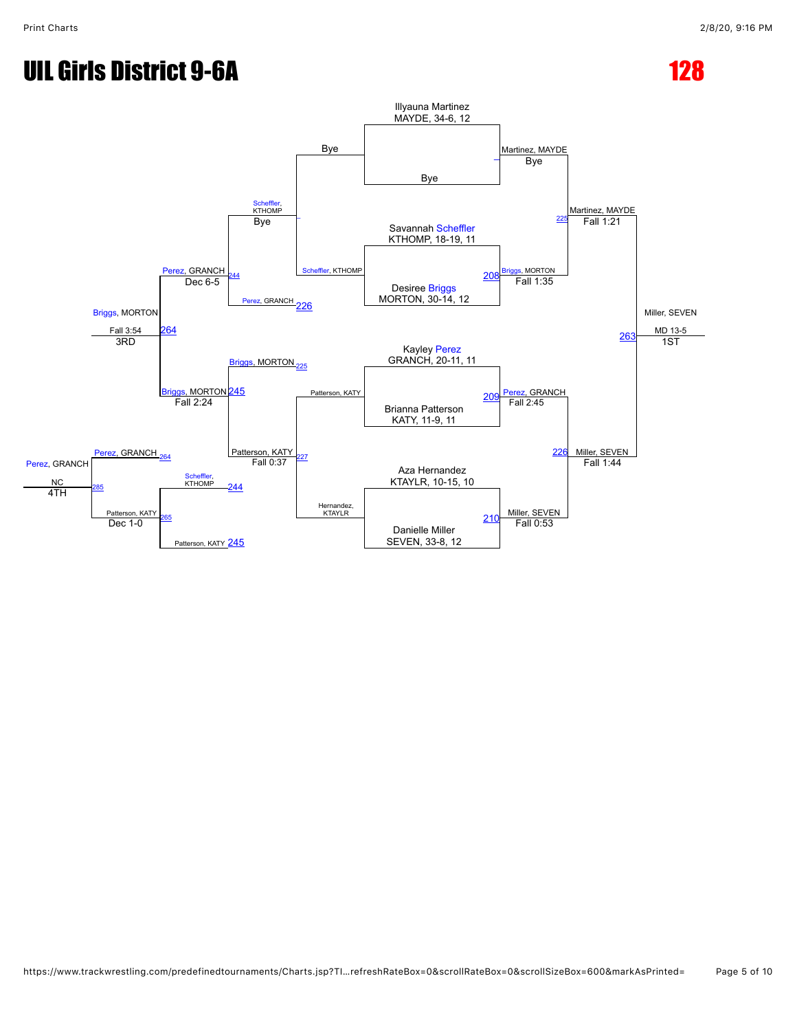# UIL Girls District 9-6A

# 128

Illyauna Martinez
MAYDE, 34-6, 12

Bye

Martinez, MAYDE
Bye

Savannah Scheffler
KTHOMP, 18-19, 11

Desiree Briggs
MORTON, 30-14, 12

208 Briggs, MORTON
Fall 1:35

225 Martinez, MAYDE
Fall 1:21

Kayley Perez
GRANCH, 20-11, 11

Brianna Patterson
KATY, 11-9, 11

209 Perez, GRANCH
Fall 2:45

Aza Hernandez
KTAYLR, 10-15, 10

Danielle Miller
SEVEN, 33-8, 12

210 Miller, SEVEN
Fall 0:53

226 Miller, SEVEN
Fall 1:44

263 Miller, SEVEN
MD 13-5
1ST

Bye

Scheffler, KTHOMP

Scheffler, KTHOMP
Bye

Perez, GRANCH 226

Perez, GRANCH 244
Dec 6-5

Briggs, MORTON 225

Patterson, KATY

Hernandez, KTAYLR

Patterson, KATY 227
Fall 0:37

Briggs, MORTON 245
Fall 2:24

264 Briggs, MORTON
Fall 3:54
3RD

Scheffler, KTHOMP 244

Patterson, KATY 245

Perez, GRANCH 264

Patterson, KATY 265
Dec 1-0

285 Perez, GRANCH
NC
4TH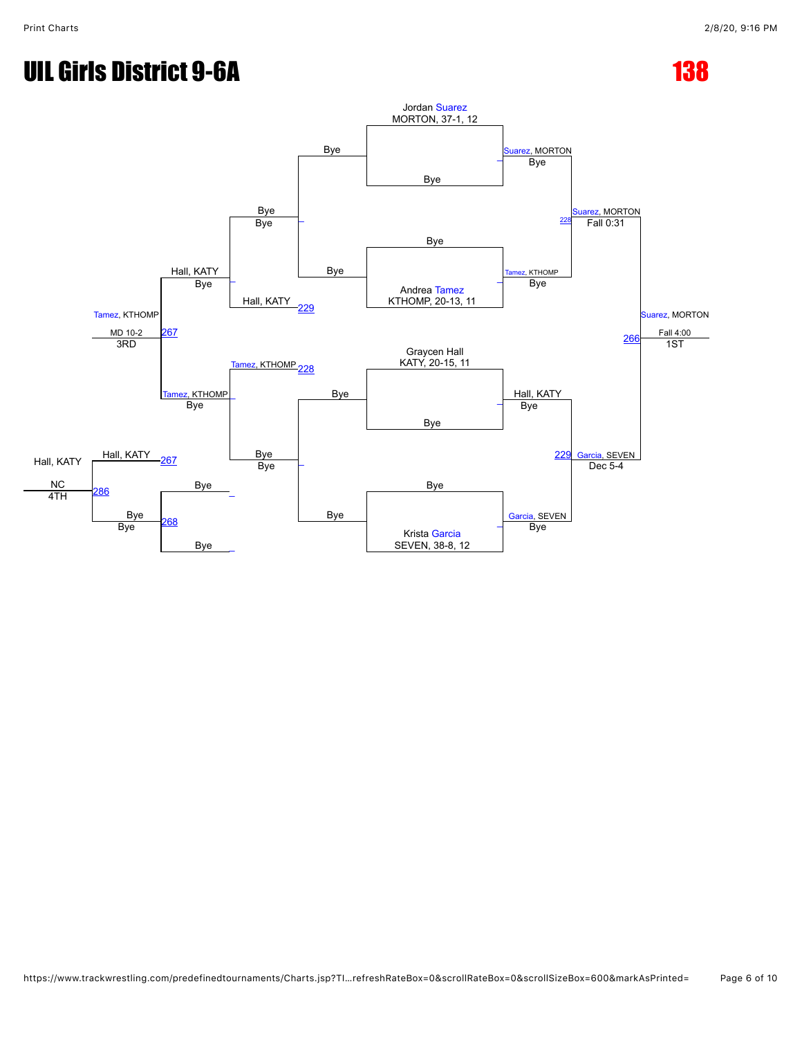# UIL Girls District 9-6A

# 138

## Championship Bracket

**Seeds:**
- Jordan Suarez, MORTON, 37-1, 12 — Bye
- Bye — Andrea Tamez, KTHOMP, 20-13, 11
- Graycen Hall, KATY, 20-15, 11 — Bye
- Bye — Krista Garcia, SEVEN, 38-8, 12

**Quarterfinals:**
- Suarez, MORTON — Bye
- Tamez, KTHOMP — Bye
- Hall, KATY — Bye
- Garcia, SEVEN — Bye

**Semifinals:**
- 228: Suarez, MORTON — Fall 0:31
- 229: Garcia, SEVEN — Dec 5-4

**Final:**
- 266: Suarez, MORTON — Fall 4:00 — 1ST

## Consolation Bracket

- Bye / Bye
- Bye / Bye
- 229: Hall, KATY
- 228: Tamez, KTHOMP
- Hall, KATY — Bye
- Tamez, KTHOMP — Bye
- 267: Tamez, KTHOMP — MD 10-2 — 3RD
- 267: Hall, KATY
- Bye / Bye
- 268: Bye — Bye
- 286: Hall, KATY — NC — 4TH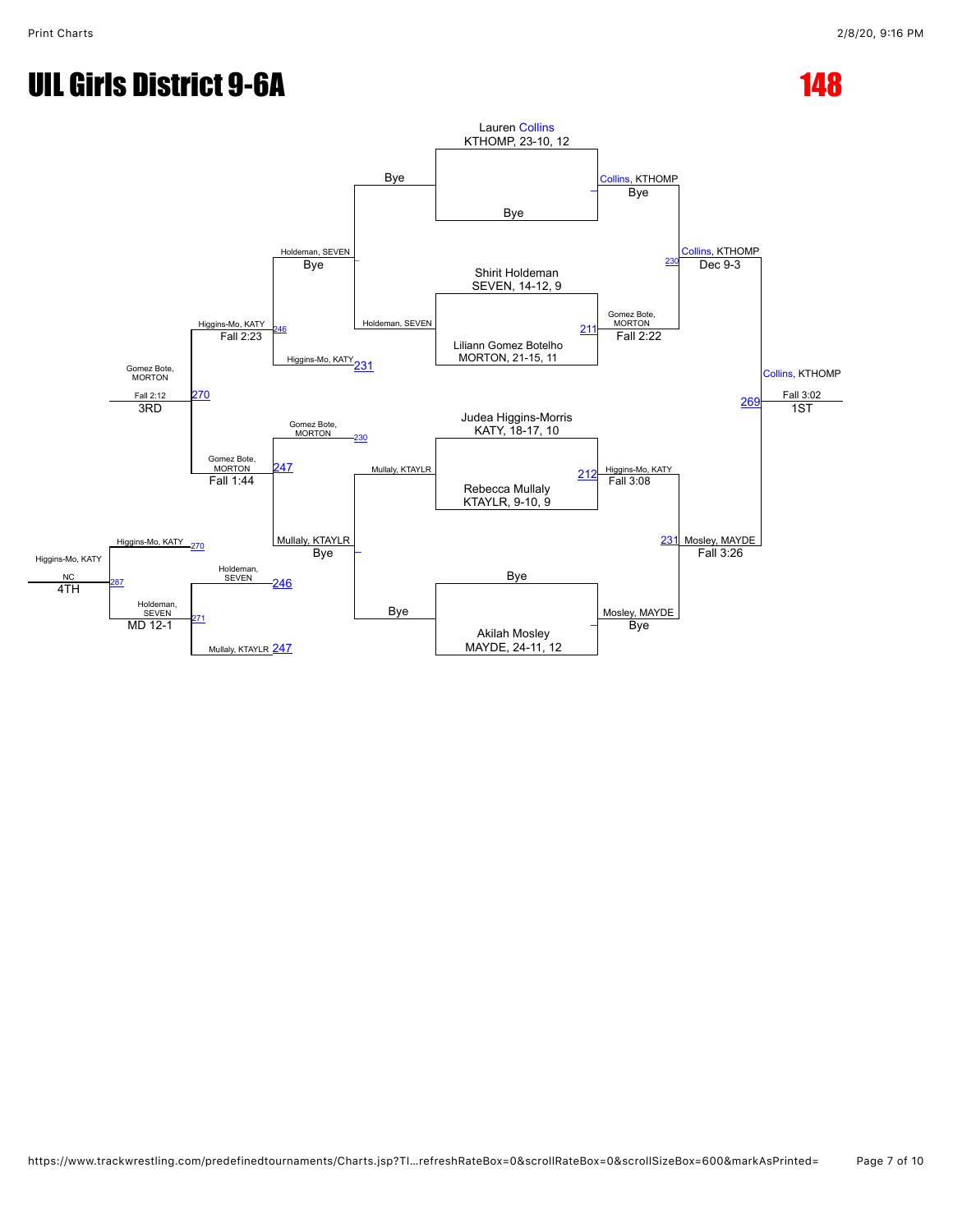# UIL Girls District 9-6A

# 148

## Championship Bracket

**First Round**

- Lauren Collins, KTHOMP, 23-10, 12 vs. Bye — Collins, KTHOMP (Bye)
- Shirit Holdeman, SEVEN, 14-12, 9 vs. Liliann Gomez Botelho, MORTON, 21-15, 11 — Gomez Bote, MORTON, Fall 2:22 (211)
- Judea Higgins-Morris, KATY, 18-17, 10 vs. Rebecca Mullaly, KTAYLR, 9-10, 9 — Higgins-Mo, KATY, Fall 3:08 (212)
- Bye vs. Akilah Mosley, MAYDE, 24-11, 12 — Mosley, MAYDE (Bye)

**Semifinals**

- Collins, KTHOMP vs. Gomez Bote, MORTON — Collins, KTHOMP, Dec 9-3 (230)
- Higgins-Mo, KATY vs. Mosley, MAYDE — Mosley, MAYDE, Fall 3:26 (231)

**Final (269)**

- Collins, KTHOMP, Fall 3:02 — **1ST**

## Consolation Bracket

**Consolation First Round**

- Bye vs. Holdeman, SEVEN — Holdeman, SEVEN (Bye)
- Mullaly, KTAYLR vs. Bye — Mullaly, KTAYLR (Bye)

**Consolation Second Round**

- Holdeman, SEVEN vs. Higgins-Mo, KATY (231) — Higgins-Mo, KATY, Fall 2:23 (246)
- Gomez Bote, MORTON (230) vs. Mullaly, KTAYLR — Gomez Bote, MORTON, Fall 1:44 (247)

**3rd Place (270)**

- Higgins-Mo, KATY vs. Gomez Bote, MORTON — Gomez Bote, MORTON, Fall 2:12 — **3RD**

**Consolation (271)**

- Holdeman, SEVEN (246) vs. Mullaly, KTAYLR (247) — Holdeman, SEVEN, MD 12-1

**4th Place (287)**

- Higgins-Mo, KATY (270) vs. Holdeman, SEVEN (271) — Higgins-Mo, KATY, NC — **4TH**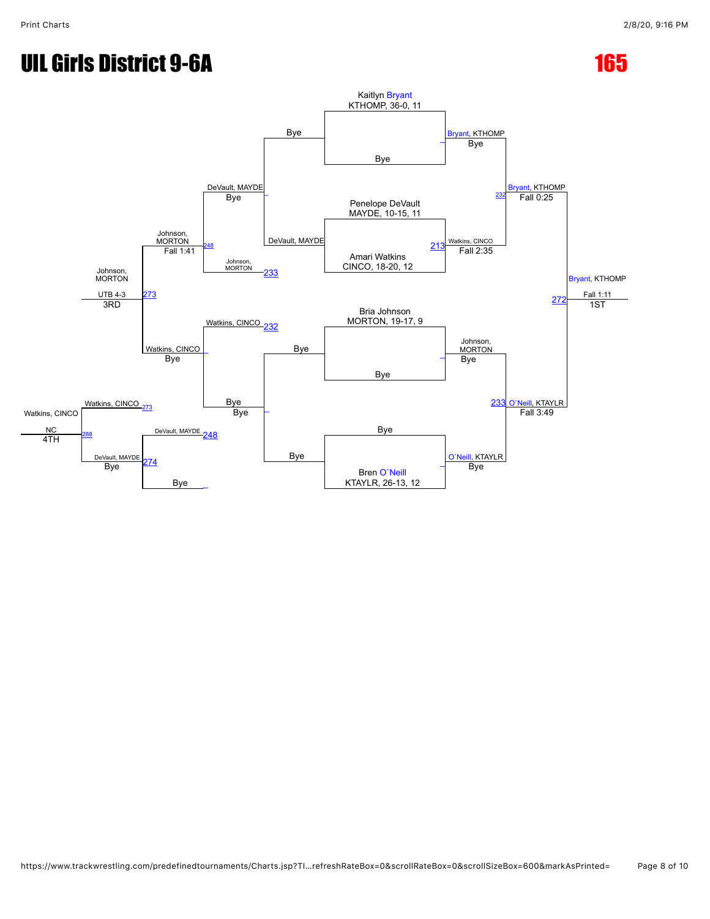# UIL Girls District 9-6A

## 165

### Championship Bracket

**Entrants:**
- Kaitlyn Bryant, KTHOMP, 36-0, 11 — Bye
- Penelope DeVault, MAYDE, 10-15, 11 vs. Amari Watkins, CINCO, 18-20, 12
- Bria Johnson, MORTON, 19-17, 9 — Bye
- Bye vs. Bren O`Neill, KTAYLR, 26-13, 12

**Round 1:**
- Bryant, KTHOMP — Bye
- Watkins, CINCO — Fall 2:35 (213)
- Johnson, MORTON — Bye
- O`Neill, KTAYLR — Bye

**Semifinals:**
- Bryant, KTHOMP — Fall 0:25 (232)
- O`Neill, KTAYLR — Fall 3:49 (233)

**Final:**
- Bryant, KTHOMP — Fall 1:11 (272) — 1ST

### Consolation Bracket

**Consolation Round 1:**
- DeVault, MAYDE — Bye
- Johnson, MORTON (233)
- Watkins, CINCO (232)
- Bye — Bye

**Consolation Round 2:**
- Johnson, MORTON — Fall 1:41 (248)
- Watkins, CINCO — Bye

**3rd Place:**
- Johnson, MORTON — UTB 4-3 (273) — 3RD

**4th Place bracket:**
- Watkins, CINCO (273)
- DeVault, MAYDE (248) — Bye (274)
- Bye

**4th Place:**
- Watkins, CINCO — NC (288) — 4TH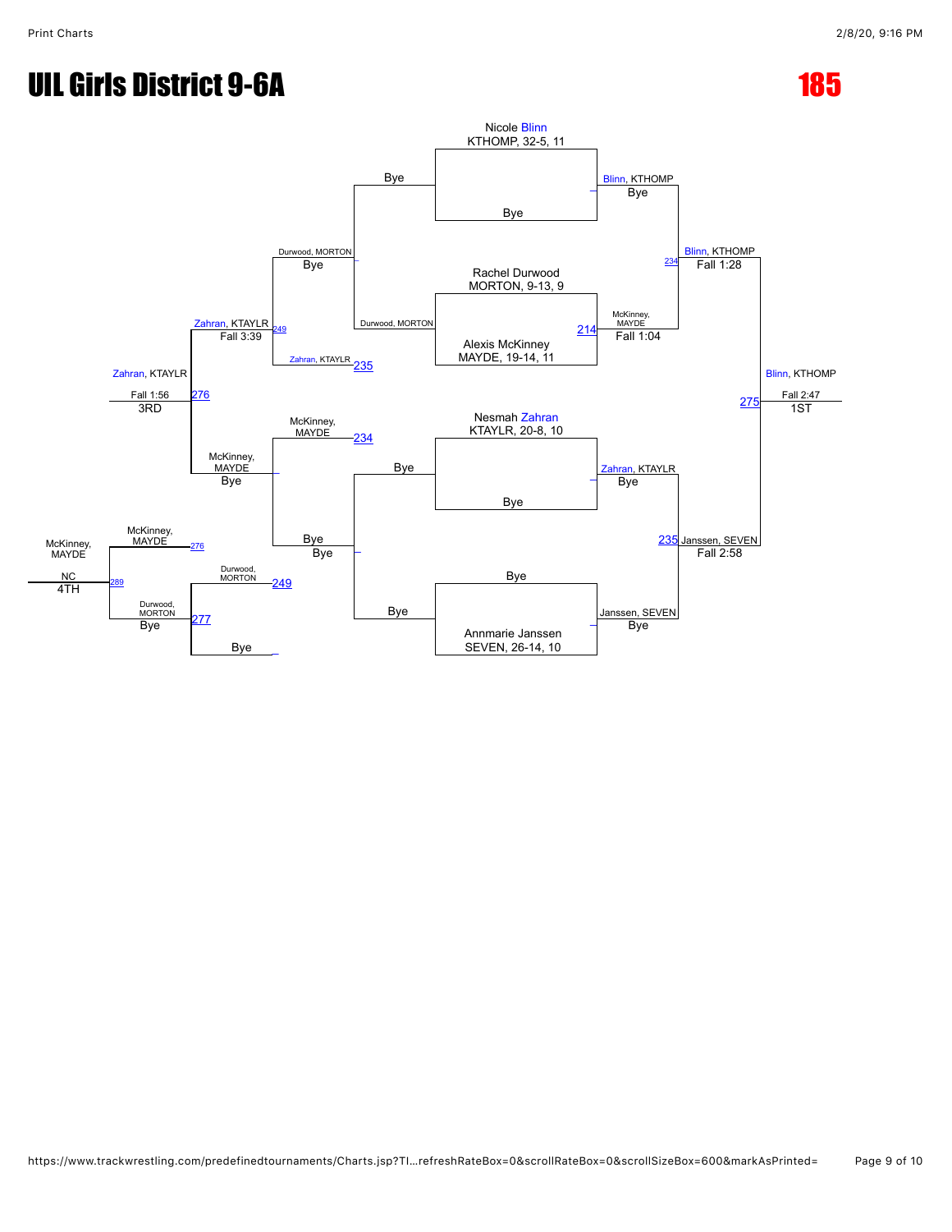# UIL Girls District 9-6A

## 185

### Championship Bracket

Nicole Blinn, KTHOMP, 32-5, 11 — Bye

Blinn, KTHOMP — Bye

Rachel Durwood, MORTON, 9-13, 9

Alexis McKinney, MAYDE, 19-14, 11

McKinney, MAYDE — Fall 1:04 (214)

Blinn, KTHOMP — Fall 1:28 (234)

Nesmah Zahran, KTAYLR, 20-8, 10 — Bye

Zahran, KTAYLR — Bye

Bye

Annmarie Janssen, SEVEN, 26-14, 10

Janssen, SEVEN — Bye

Janssen, SEVEN — Fall 2:58 (235)

Blinn, KTHOMP — Fall 2:47 (275) — 1ST

### Consolation Bracket

Durwood, MORTON — Bye

Durwood, MORTON

Zahran, KTAYLR (235)

Zahran, KTAYLR — Fall 3:39 (249)

McKinney, MAYDE (234)

Bye — Bye

McKinney, MAYDE — Bye

Zahran, KTAYLR — Fall 1:56 (276) — 3RD

McKinney, MAYDE (276)

Durwood, MORTON (249)

Durwood, MORTON — Bye (277)

Bye

McKinney, MAYDE — NC (289) — 4TH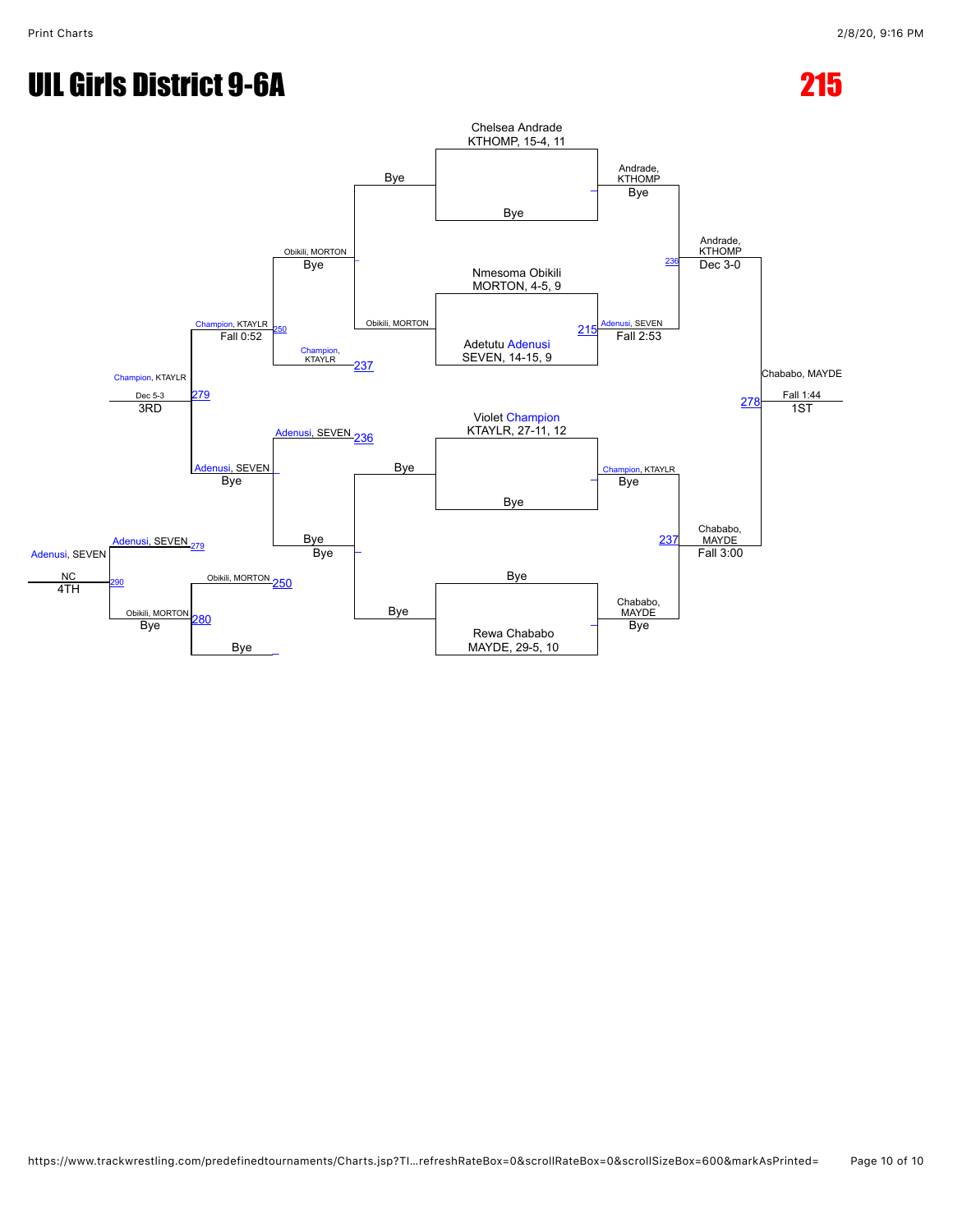# UIL Girls District 9-6A

# 215

Chelsea Andrade
KTHOMP, 15-4, 11

Bye

Andrade, KTHOMP
Bye

Nmesoma Obikili
MORTON, 4-5, 9

Adetutu Adenusi
SEVEN, 14-15, 9

215

Adenusi, SEVEN
Fall 2:53

236

Andrade, KTHOMP
Dec 3-0

Violet Champion
KTAYLR, 27-11, 12

Bye

Champion, KTAYLR
Bye

Bye

Rewa Chababo
MAYDE, 29-5, 10

Chababo, MAYDE
Bye

237

Chababo, MAYDE
Fall 3:00

278

Chababo, MAYDE
Fall 1:44
1ST

Bye

Obikili, MORTON
Bye

Obikili, MORTON

Champion, KTAYLR
237

250

Champion, KTAYLR
Fall 0:52

Adenusi, SEVEN 236

Bye

Bye
Bye

Bye

279

Champion, KTAYLR
Dec 5-3
3RD

Adenusi, SEVEN
Bye

Adenusi, SEVEN 279

Obikili, MORTON 250

Obikili, MORTON
Bye

280

Bye

290

Adenusi, SEVEN
NC
4TH